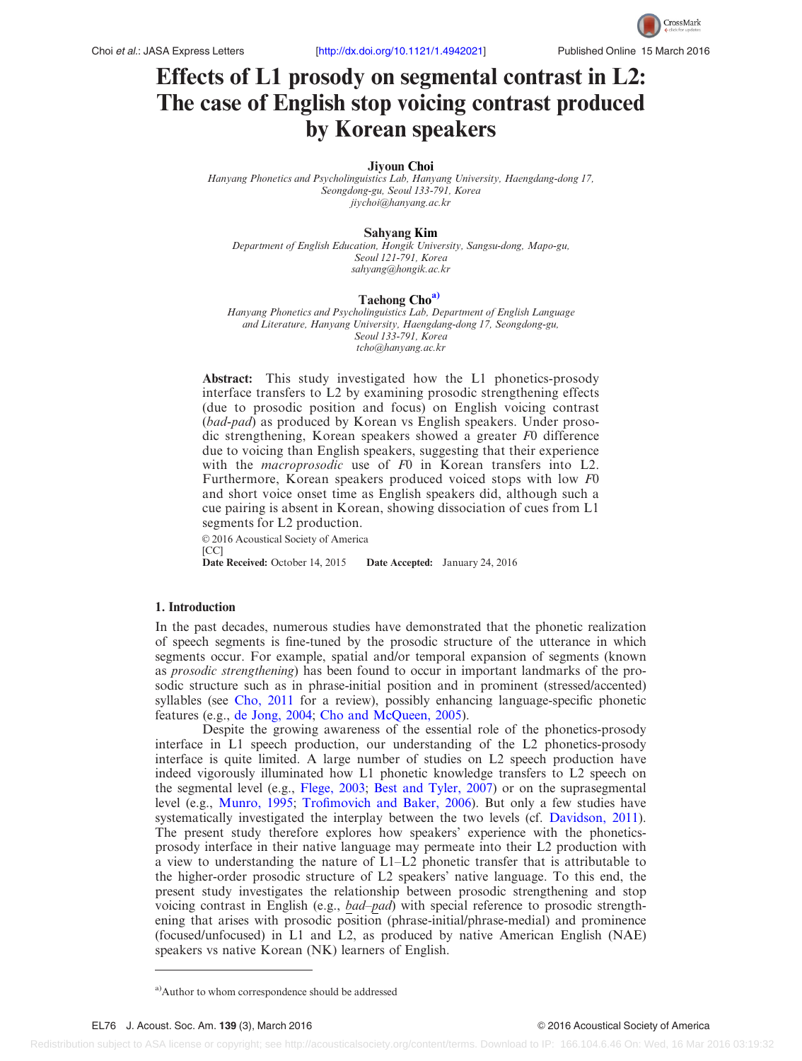# Effects of L1 prosody on segmental contrast in L2: The case of English stop voicing contrast produced by Korean speakers

**Jiyoun Choi**

*Hanyang Phonetics and Psycholinguistics Lab, Hanyang University, Haengdang-dong 17, Seongdong-gu, Seoul 133-791, Korea*
*jiychoi@hanyang.ac.kr*

**Sahyang Kim**

*Department of English Education, Hongik University, Sangsu-dong, Mapo-gu, Seoul 121-791, Korea*
*sahyang@hongik.ac.kr*

**Taehong Cho**[a)]

*Hanyang Phonetics and Psycholinguistics Lab, Department of English Language and Literature, Hanyang University, Haengdang-dong 17, Seongdong-gu, Seoul 133-791, Korea*
*tcho@hanyang.ac.kr*

**Abstract:** This study investigated how the L1 phonetics-prosody interface transfers to L2 by examining prosodic strengthening effects (due to prosodic position and focus) on English voicing contrast (*bad-pad*) as produced by Korean vs English speakers. Under prosodic strengthening, Korean speakers showed a greater *F*0 difference due to voicing than English speakers, suggesting that their experience with the *macroprosodic* use of *F*0 in Korean transfers into L2. Furthermore, Korean speakers produced voiced stops with low *F*0 and short voice onset time as English speakers did, although such a cue pairing is absent in Korean, showing dissociation of cues from L1 segments for L2 production.

© 2016 Acoustical Society of America
[CC]
**Date Received:** October 14, 2015 **Date Accepted:** January 24, 2016

## 1. Introduction

In the past decades, numerous studies have demonstrated that the phonetic realization of speech segments is fine-tuned by the prosodic structure of the utterance in which segments occur. For example, spatial and/or temporal expansion of segments (known as *prosodic strengthening*) has been found to occur in important landmarks of the prosodic structure such as in phrase-initial position and in prominent (stressed/accented) syllables (see Cho, 2011 for a review), possibly enhancing language-specific phonetic features (e.g., de Jong, 2004; Cho and McQueen, 2005).

Despite the growing awareness of the essential role of the phonetics-prosody interface in L1 speech production, our understanding of the L2 phonetics-prosody interface is quite limited. A large number of studies on L2 speech production have indeed vigorously illuminated how L1 phonetic knowledge transfers to L2 speech on the segmental level (e.g., Flege, 2003; Best and Tyler, 2007) or on the suprasegmental level (e.g., Munro, 1995; Trofimovich and Baker, 2006). But only a few studies have systematically investigated the interplay between the two levels (cf. Davidson, 2011). The present study therefore explores how speakers' experience with the phonetics-prosody interface in their native language may permeate into their L2 production with a view to understanding the nature of L1–L2 phonetic transfer that is attributable to the higher-order prosodic structure of L2 speakers' native language. To this end, the present study investigates the relationship between prosodic strengthening and stop voicing contrast in English (e.g., *b*ad–*p*ad) with special reference to prosodic strengthening that arises with prosodic position (phrase-initial/phrase-medial) and prominence (focused/unfocused) in L1 and L2, as produced by native American English (NAE) speakers vs native Korean (NK) learners of English.

---

[a)]Author to whom correspondence should be addressed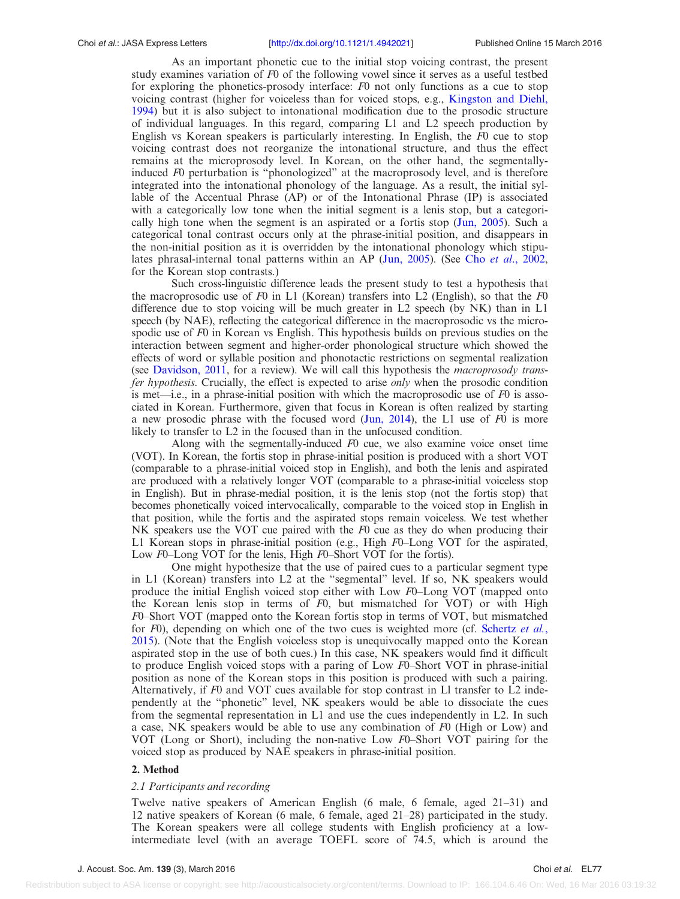As an important phonetic cue to the initial stop voicing contrast, the present study examines variation of *F*0 of the following vowel since it serves as a useful testbed for exploring the phonetics-prosody interface: *F*0 not only functions as a cue to stop voicing contrast (higher for voiceless than for voiced stops, e.g., Kingston and Diehl, 1994) but it is also subject to intonational modification due to the prosodic structure of individual languages. In this regard, comparing L1 and L2 speech production by English vs Korean speakers is particularly interesting. In English, the *F*0 cue to stop voicing contrast does not reorganize the intonational structure, and thus the effect remains at the microprosody level. In Korean, on the other hand, the segmentally-induced *F*0 perturbation is "phonologized" at the macroprosody level, and is therefore integrated into the intonational phonology of the language. As a result, the initial syllable of the Accentual Phrase (AP) or of the Intonational Phrase (IP) is associated with a categorically low tone when the initial segment is a lenis stop, but a categorically high tone when the segment is an aspirated or a fortis stop (Jun, 2005). Such a categorical tonal contrast occurs only at the phrase-initial position, and disappears in the non-initial position as it is overridden by the intonational phonology which stipulates phrasal-internal tonal patterns within an AP (Jun, 2005). (See Cho *et al.*, 2002, for the Korean stop contrasts.)

Such cross-linguistic difference leads the present study to test a hypothesis that the macroprosodic use of *F*0 in L1 (Korean) transfers into L2 (English), so that the *F*0 difference due to stop voicing will be much greater in L2 speech (by NK) than in L1 speech (by NAE), reflecting the categorical difference in the macroprosodic vs the microspodic use of *F*0 in Korean vs English. This hypothesis builds on previous studies on the interaction between segment and higher-order phonological structure which showed the effects of word or syllable position and phonotactic restrictions on segmental realization (see Davidson, 2011, for a review). We will call this hypothesis the *macroprosody transfer hypothesis*. Crucially, the effect is expected to arise *only* when the prosodic condition is met—i.e., in a phrase-initial position with which the macroprosodic use of *F*0 is associated in Korean. Furthermore, given that focus in Korean is often realized by starting a new prosodic phrase with the focused word (Jun, 2014), the L1 use of *F*0 is more likely to transfer to L2 in the focused than in the unfocused condition.

Along with the segmentally-induced *F*0 cue, we also examine voice onset time (VOT). In Korean, the fortis stop in phrase-initial position is produced with a short VOT (comparable to a phrase-initial voiced stop in English), and both the lenis and aspirated are produced with a relatively longer VOT (comparable to a phrase-initial voiceless stop in English). But in phrase-medial position, it is the lenis stop (not the fortis stop) that becomes phonetically voiced intervocalically, comparable to the voiced stop in English in that position, while the fortis and the aspirated stops remain voiceless. We test whether NK speakers use the VOT cue paired with the *F*0 cue as they do when producing their L1 Korean stops in phrase-initial position (e.g., High *F*0–Long VOT for the aspirated, Low *F*0–Long VOT for the lenis, High *F*0–Short VOT for the fortis).

One might hypothesize that the use of paired cues to a particular segment type in L1 (Korean) transfers into L2 at the "segmental" level. If so, NK speakers would produce the initial English voiced stop either with Low *F*0–Long VOT (mapped onto the Korean lenis stop in terms of *F*0, but mismatched for VOT) or with High *F*0–Short VOT (mapped onto the Korean fortis stop in terms of VOT, but mismatched for *F*0), depending on which one of the two cues is weighted more (cf. Schertz *et al.*, 2015). (Note that the English voiceless stop is unequivocally mapped onto the Korean aspirated stop in the use of both cues.) In this case, NK speakers would find it difficult to produce English voiced stops with a paring of Low *F*0–Short VOT in phrase-initial position as none of the Korean stops in this position is produced with such a pairing. Alternatively, if *F*0 and VOT cues available for stop contrast in Ll transfer to L2 independently at the "phonetic" level, NK speakers would be able to dissociate the cues from the segmental representation in L1 and use the cues independently in L2. In such a case, NK speakers would be able to use any combination of *F*0 (High or Low) and VOT (Long or Short), including the non-native Low *F*0–Short VOT pairing for the voiced stop as produced by NAE speakers in phrase-initial position.

## 2. Method

### 2.1 Participants and recording

Twelve native speakers of American English (6 male, 6 female, aged 21–31) and 12 native speakers of Korean (6 male, 6 female, aged 21–28) participated in the study. The Korean speakers were all college students with English proficiency at a low-intermediate level (with an average TOEFL score of 74.5, which is around the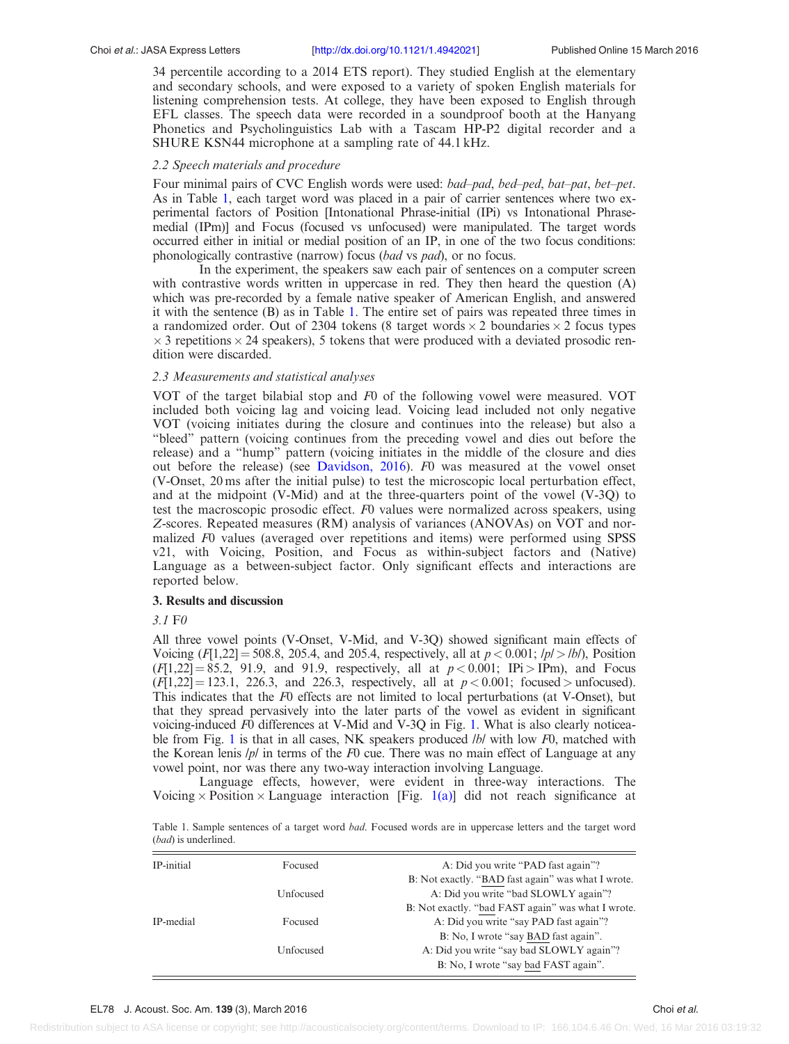34 percentile according to a 2014 ETS report). They studied English at the elementary and secondary schools, and were exposed to a variety of spoken English materials for listening comprehension tests. At college, they have been exposed to English through EFL classes. The speech data were recorded in a soundproof booth at the Hanyang Phonetics and Psycholinguistics Lab with a Tascam HP-P2 digital recorder and a SHURE KSN44 microphone at a sampling rate of 44.1 kHz.

### 2.2 Speech materials and procedure

Four minimal pairs of CVC English words were used: *bad–pad*, *bed–ped*, *bat–pat*, *bet–pet*. As in Table 1, each target word was placed in a pair of carrier sentences where two experimental factors of Position [Intonational Phrase-initial (IPi) vs Intonational Phrase-medial (IPm)] and Focus (focused vs unfocused) were manipulated. The target words occurred either in initial or medial position of an IP, in one of the two focus conditions: phonologically contrastive (narrow) focus (*bad* vs *pad*), or no focus.

In the experiment, the speakers saw each pair of sentences on a computer screen with contrastive words written in uppercase in red. They then heard the question (A) which was pre-recorded by a female native speaker of American English, and answered it with the sentence (B) as in Table 1. The entire set of pairs was repeated three times in a randomized order. Out of 2304 tokens (8 target words $\times$ 2 boundaries $\times$ 2 focus types $\times$ 3 repetitions $\times$ 24 speakers), 5 tokens that were produced with a deviated prosodic rendition were discarded.

### 2.3 Measurements and statistical analyses

VOT of the target bilabial stop and *F*0 of the following vowel were measured. VOT included both voicing lag and voicing lead. Voicing lead included not only negative VOT (voicing initiates during the closure and continues into the release) but also a "bleed" pattern (voicing continues from the preceding vowel and dies out before the release) and a "hump" pattern (voicing initiates in the middle of the closure and dies out before the release) (see Davidson, 2016). *F*0 was measured at the vowel onset (V-Onset, 20 ms after the initial pulse) to test the microscopic local perturbation effect, and at the midpoint (V-Mid) and at the three-quarters point of the vowel (V-3Q) to test the macroscopic prosodic effect. *F*0 values were normalized across speakers, using *Z*-scores. Repeated measures (RM) analysis of variances (ANOVAs) on VOT and normalized *F*0 values (averaged over repetitions and items) were performed using SPSS v21, with Voicing, Position, and Focus as within-subject factors and (Native) Language as a between-subject factor. Only significant effects and interactions are reported below.

## 3. Results and discussion

### 3.1 F0

All three vowel points (V-Onset, V-Mid, and V-3Q) showed significant main effects of Voicing ($F[1,22] = 508.8$, 205.4, and 205.4, respectively, all at $p < 0.001$; /p/ > /b/), Position ($F[1,22] = 85.2$, 91.9, and 91.9, respectively, all at $p < 0.001$; IPi > IPm), and Focus ($F[1,22] = 123.1$, 226.3, and 226.3, respectively, all at $p < 0.001$; focused > unfocused). This indicates that the *F*0 effects are not limited to local perturbations (at V-Onset), but that they spread pervasively into the later parts of the vowel as evident in significant voicing-induced *F*0 differences at V-Mid and V-3Q in Fig. 1. What is also clearly noticeable from Fig. 1 is that in all cases, NK speakers produced /b/ with low *F*0, matched with the Korean lenis /p/ in terms of the *F*0 cue. There was no main effect of Language at any vowel point, nor was there any two-way interaction involving Language.

Language effects, however, were evident in three-way interactions. The Voicing $\times$ Position $\times$ Language interaction [Fig. 1(a)] did not reach significance at

Table 1. Sample sentences of a target word *bad*. Focused words are in uppercase letters and the target word (*bad*) is underlined.

| | | |
|---|---|---|
| IP-initial | Focused | A: Did you write "PAD fast again"? |
| | | B: Not exactly. "BAD fast again" was what I wrote. |
| | Unfocused | A: Did you write "bad SLOWLY again"? |
| | | B: Not exactly. "bad FAST again" was what I wrote. |
| IP-medial | Focused | A: Did you write "say PAD fast again"? |
| | | B: No, I wrote "say BAD fast again". |
| | Unfocused | A: Did you write "say bad SLOWLY again"? |
| | | B: No, I wrote "say bad FAST again". |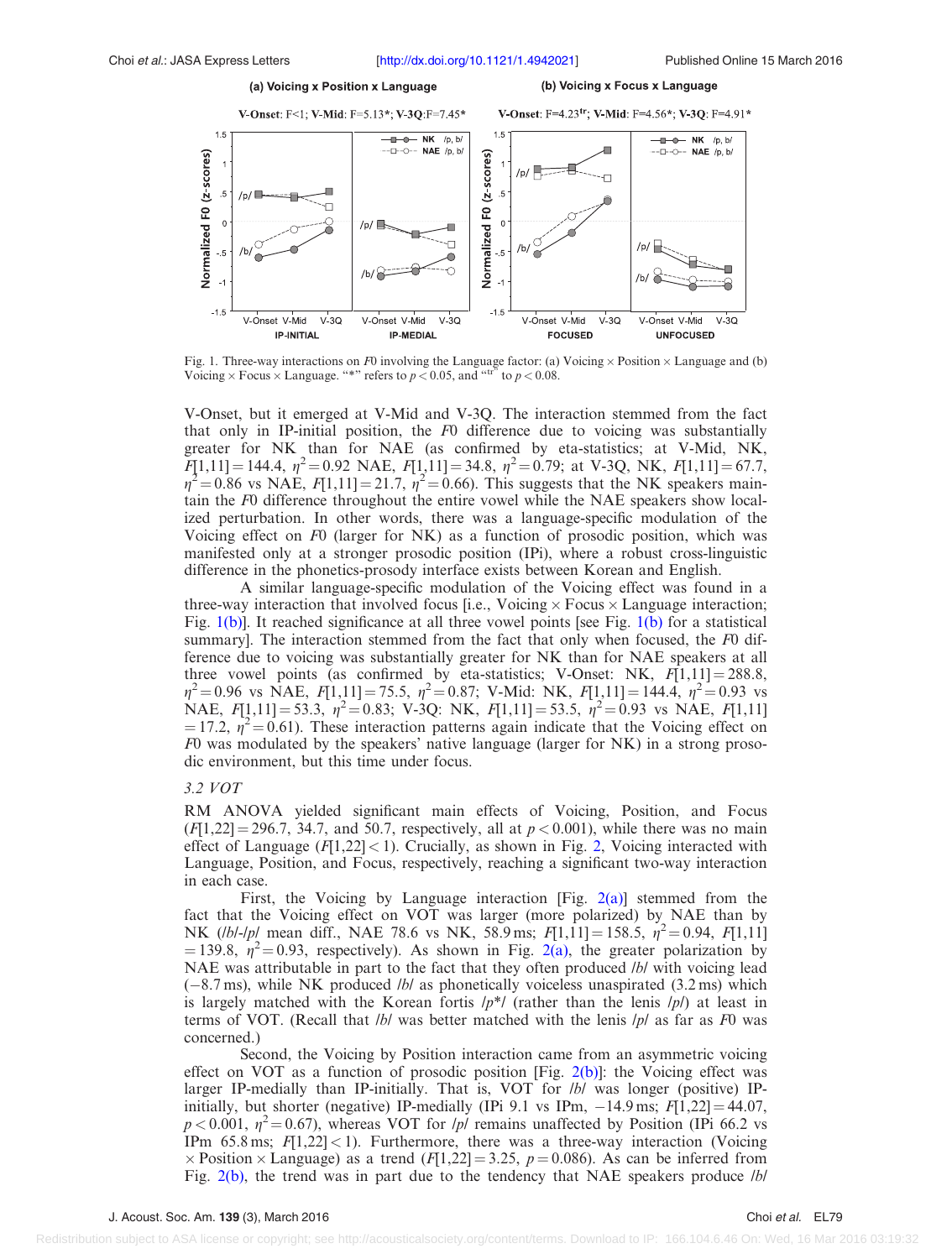(a) Voicing x Position x Language

**V-Onset**: F<1; **V-Mid**: F=5.13*; **V-3Q**:F=7.45*

(b) Voicing x Focus x Language

**V-Onset**: F=4.23[tr]; **V-Mid**: F=4.56*; **V-3Q**: F=4.91*

Fig. 1. Three-way interactions on $F0$ involving the Language factor: (a) Voicing × Position × Language and (b) Voicing × Focus × Language. "*" refers to $p < 0.05$, and "tr" to $p < 0.08$.

V-Onset, but it emerged at V-Mid and V-3Q. The interaction stemmed from the fact that only in IP-initial position, the $F0$ difference due to voicing was substantially greater for NK than for NAE (as confirmed by eta-statistics; at V-Mid, NK, $F[1,11] = 144.4$, $\eta^2 = 0.92$ NAE, $F[1,11] = 34.8$, $\eta^2 = 0.79$; at V-3Q, NK, $F[1,11] = 67.7$, $\eta^2 = 0.86$ vs NAE, $F[1,11] = 21.7$, $\eta^2 = 0.66$). This suggests that the NK speakers maintain the $F0$ difference throughout the entire vowel while the NAE speakers show localized perturbation. In other words, there was a language-specific modulation of the Voicing effect on $F0$ (larger for NK) as a function of prosodic position, which was manifested only at a stronger prosodic position (IPi), where a robust cross-linguistic difference in the phonetics-prosody interface exists between Korean and English.

A similar language-specific modulation of the Voicing effect was found in a three-way interaction that involved focus [i.e., Voicing × Focus × Language interaction; Fig. 1(b)]. It reached significance at all three vowel points [see Fig. 1(b) for a statistical summary]. The interaction stemmed from the fact that only when focused, the $F0$ difference due to voicing was substantially greater for NK than for NAE speakers at all three vowel points (as confirmed by eta-statistics; V-Onset: NK, $F[1,11] = 288.8$, $\eta^2 = 0.96$ vs NAE, $F[1,11] = 75.5$, $\eta^2 = 0.87$; V-Mid: NK, $F[1,11] = 144.4$, $\eta^2 = 0.93$ vs NAE, $F[1,11] = 53.3$, $\eta^2 = 0.83$; V-3Q: NK, $F[1,11] = 53.5$, $\eta^2 = 0.93$ vs NAE, $F[1,11] = 17.2$, $\eta^2 = 0.61$). These interaction patterns again indicate that the Voicing effect on $F0$ was modulated by the speakers' native language (larger for NK) in a strong prosodic environment, but this time under focus.

### 3.2 VOT

RM ANOVA yielded significant main effects of Voicing, Position, and Focus ($F[1,22] = 296.7$, 34.7, and 50.7, respectively, all at $p < 0.001$), while there was no main effect of Language ($F[1,22] < 1$). Crucially, as shown in Fig. 2, Voicing interacted with Language, Position, and Focus, respectively, reaching a significant two-way interaction in each case.

First, the Voicing by Language interaction [Fig. 2(a)] stemmed from the fact that the Voicing effect on VOT was larger (more polarized) by NAE than by NK (/b/-/p/ mean diff., NAE 78.6 vs NK, 58.9 ms; $F[1,11] = 158.5$, $\eta^2 = 0.94$, $F[1,11] = 139.8$, $\eta^2 = 0.93$, respectively). As shown in Fig. 2(a), the greater polarization by NAE was attributable in part to the fact that they often produced /b/ with voicing lead (−8.7 ms), while NK produced /b/ as phonetically voiceless unaspirated (3.2 ms) which is largely matched with the Korean fortis /p*/ (rather than the lenis /p/) at least in terms of VOT. (Recall that /b/ was better matched with the lenis /p/ as far as $F0$ was concerned.)

Second, the Voicing by Position interaction came from an asymmetric voicing effect on VOT as a function of prosodic position [Fig. 2(b)]: the Voicing effect was larger IP-medially than IP-initially. That is, VOT for /b/ was longer (positive) IP-initially, but shorter (negative) IP-medially (IPi 9.1 vs IPm, −14.9 ms; $F[1,22] = 44.07$, $p < 0.001$, $\eta^2 = 0.67$), whereas VOT for /p/ remains unaffected by Position (IPi 66.2 vs IPm 65.8 ms; $F[1,22] < 1$). Furthermore, there was a three-way interaction (Voicing × Position × Language) as a trend ($F[1,22] = 3.25$, $p = 0.086$). As can be inferred from Fig. 2(b), the trend was in part due to the tendency that NAE speakers produce /b/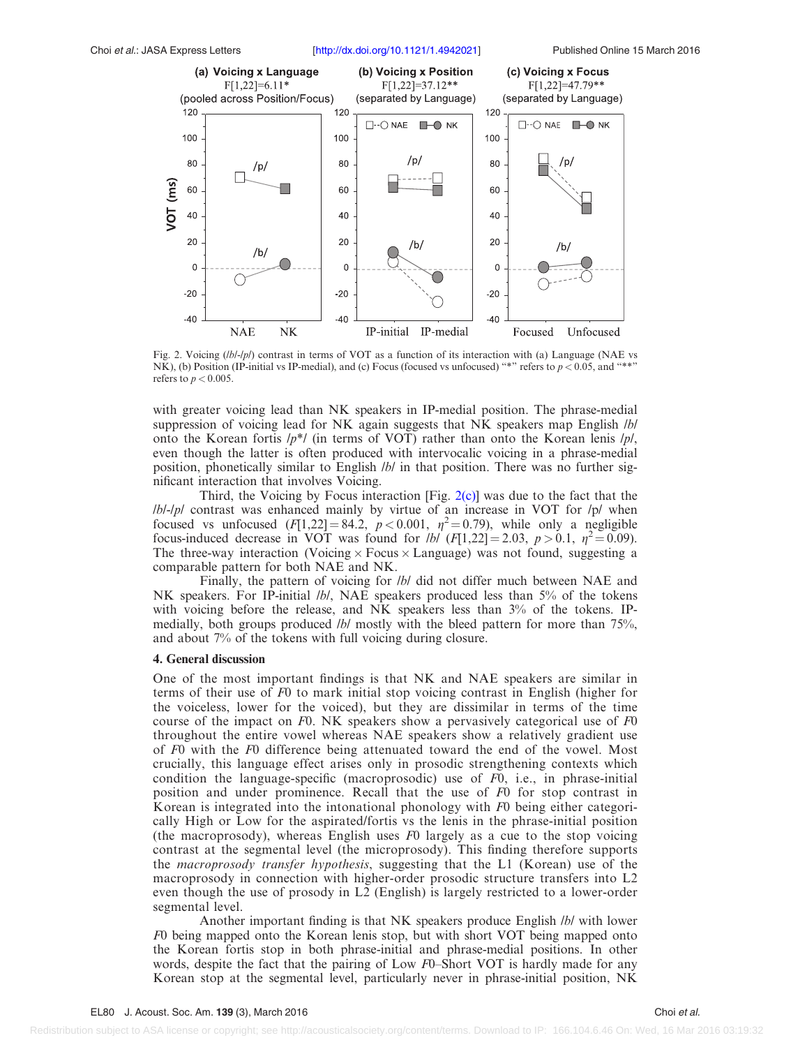Fig. 2. Voicing (/b/-/p/) contrast in terms of VOT as a function of its interaction with (a) Language (NAE vs NK), (b) Position (IP-initial vs IP-medial), and (c) Focus (focused vs unfocused) "*" refers to $p < 0.05$, and "**" refers to $p < 0.005$.

with greater voicing lead than NK speakers in IP-medial position. The phrase-medial suppression of voicing lead for NK again suggests that NK speakers map English /b/ onto the Korean fortis /p*/ (in terms of VOT) rather than onto the Korean lenis /p/, even though the latter is often produced with intervocalic voicing in a phrase-medial position, phonetically similar to English /b/ in that position. There was no further significant interaction that involves Voicing.

Third, the Voicing by Focus interaction [Fig. 2(c)] was due to the fact that the /b/-/p/ contrast was enhanced mainly by virtue of an increase in VOT for /p/ when focused vs unfocused ($F[1,22] = 84.2$, $p < 0.001$, $\eta^2 = 0.79$), while only a negligible focus-induced decrease in VOT was found for /b/ ($F[1,22] = 2.03$, $p > 0.1$, $\eta^2 = 0.09$). The three-way interaction (Voicing × Focus × Language) was not found, suggesting a comparable pattern for both NAE and NK.

Finally, the pattern of voicing for /b/ did not differ much between NAE and NK speakers. For IP-initial /b/, NAE speakers produced less than 5% of the tokens with voicing before the release, and NK speakers less than 3% of the tokens. IP-medially, both groups produced /b/ mostly with the bleed pattern for more than 75%, and about 7% of the tokens with full voicing during closure.

## 4. General discussion

One of the most important findings is that NK and NAE speakers are similar in terms of their use of $F0$ to mark initial stop voicing contrast in English (higher for the voiceless, lower for the voiced), but they are dissimilar in terms of the time course of the impact on $F0$. NK speakers show a pervasively categorical use of $F0$ throughout the entire vowel whereas NAE speakers show a relatively gradient use of $F0$ with the $F0$ difference being attenuated toward the end of the vowel. Most crucially, this language effect arises only in prosodic strengthening contexts which condition the language-specific (macroprosodic) use of $F0$, i.e., in phrase-initial position and under prominence. Recall that the use of $F0$ for stop contrast in Korean is integrated into the intonational phonology with $F0$ being either categorically High or Low for the aspirated/fortis vs the lenis in the phrase-initial position (the macroprosody), whereas English uses $F0$ largely as a cue to the stop voicing contrast at the segmental level (the microprosody). This finding therefore supports the *macroprosody transfer hypothesis*, suggesting that the L1 (Korean) use of the macroprosody in connection with higher-order prosodic structure transfers into L2 even though the use of prosody in L2 (English) is largely restricted to a lower-order segmental level.

Another important finding is that NK speakers produce English /b/ with lower $F0$ being mapped onto the Korean lenis stop, but with short VOT being mapped onto the Korean fortis stop in both phrase-initial and phrase-medial positions. In other words, despite the fact that the pairing of Low $F0$–Short VOT is hardly made for any Korean stop at the segmental level, particularly never in phrase-initial position, NK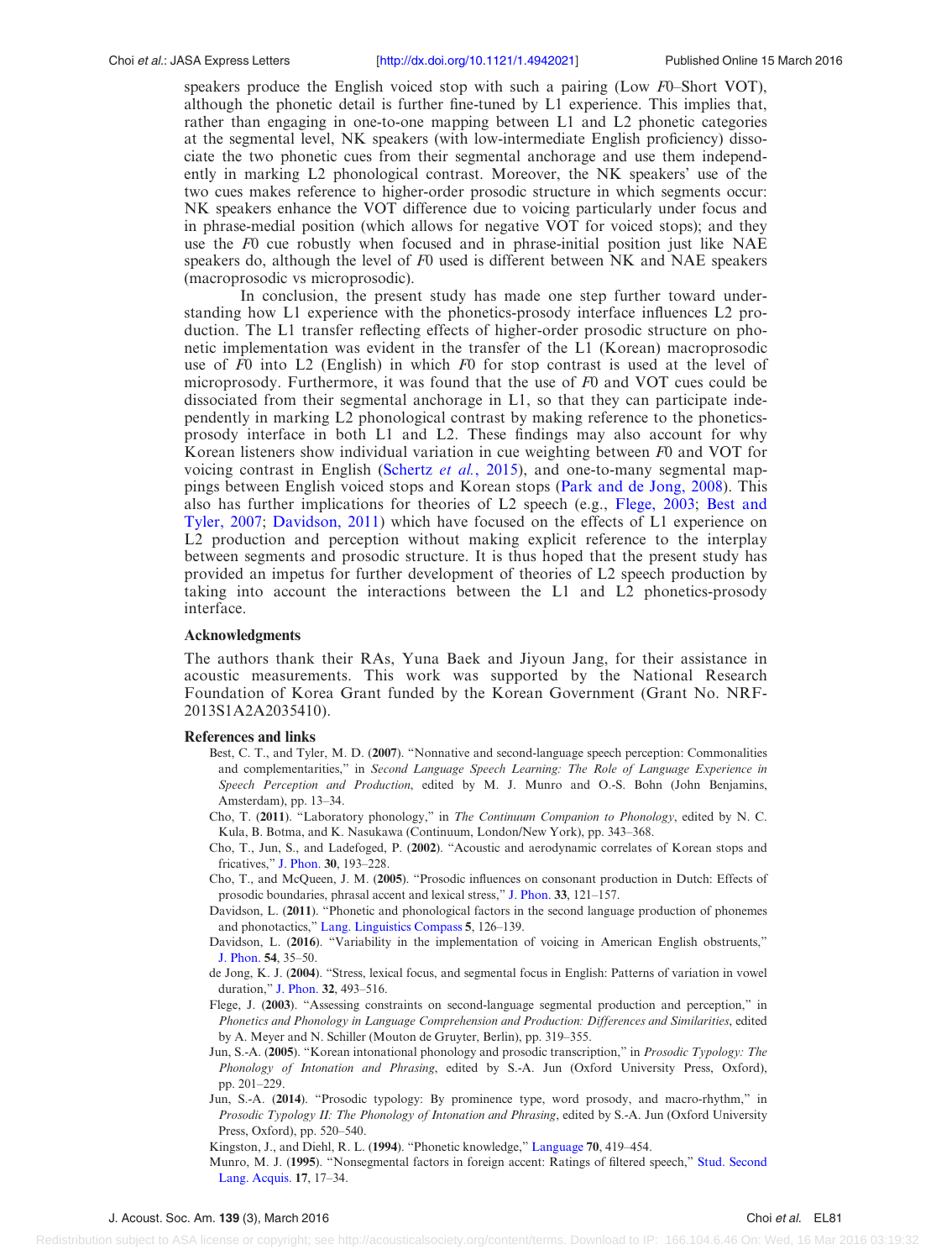speakers produce the English voiced stop with such a pairing (Low *F0*–Short VOT), although the phonetic detail is further fine-tuned by L1 experience. This implies that, rather than engaging in one-to-one mapping between L1 and L2 phonetic categories at the segmental level, NK speakers (with low-intermediate English proficiency) dissociate the two phonetic cues from their segmental anchorage and use them independently in marking L2 phonological contrast. Moreover, the NK speakers' use of the two cues makes reference to higher-order prosodic structure in which segments occur: NK speakers enhance the VOT difference due to voicing particularly under focus and in phrase-medial position (which allows for negative VOT for voiced stops); and they use the *F0* cue robustly when focused and in phrase-initial position just like NAE speakers do, although the level of *F0* used is different between NK and NAE speakers (macroprosodic vs microprosodic).

In conclusion, the present study has made one step further toward understanding how L1 experience with the phonetics-prosody interface influences L2 production. The L1 transfer reflecting effects of higher-order prosodic structure on phonetic implementation was evident in the transfer of the L1 (Korean) macroprosodic use of *F0* into L2 (English) in which *F0* for stop contrast is used at the level of microprosody. Furthermore, it was found that the use of *F0* and VOT cues could be dissociated from their segmental anchorage in L1, so that they can participate independently in marking L2 phonological contrast by making reference to the phonetics-prosody interface in both L1 and L2. These findings may also account for why Korean listeners show individual variation in cue weighting between *F0* and VOT for voicing contrast in English (Schertz *et al.*, 2015), and one-to-many segmental mappings between English voiced stops and Korean stops (Park and de Jong, 2008). This also has further implications for theories of L2 speech (e.g., Flege, 2003; Best and Tyler, 2007; Davidson, 2011) which have focused on the effects of L1 experience on L2 production and perception without making explicit reference to the interplay between segments and prosodic structure. It is thus hoped that the present study has provided an impetus for further development of theories of L2 speech production by taking into account the interactions between the L1 and L2 phonetics-prosody interface.

### Acknowledgments

The authors thank their RAs, Yuna Baek and Jiyoun Jang, for their assistance in acoustic measurements. This work was supported by the National Research Foundation of Korea Grant funded by the Korean Government (Grant No. NRF-2013S1A2A2035410).

### References and links

Best, C. T., and Tyler, M. D. (**2007**). "Nonnative and second-language speech perception: Commonalities and complementarities," in *Second Language Speech Learning: The Role of Language Experience in Speech Perception and Production*, edited by M. J. Munro and O.-S. Bohn (John Benjamins, Amsterdam), pp. 13–34.

Cho, T. (**2011**). "Laboratory phonology," in *The Continuum Companion to Phonology*, edited by N. C. Kula, B. Botma, and K. Nasukawa (Continuum, London/New York), pp. 343–368.

Cho, T., Jun, S., and Ladefoged, P. (**2002**). "Acoustic and aerodynamic correlates of Korean stops and fricatives," J. Phon. **30**, 193–228.

Cho, T., and McQueen, J. M. (**2005**). "Prosodic influences on consonant production in Dutch: Effects of prosodic boundaries, phrasal accent and lexical stress," J. Phon. **33**, 121–157.

Davidson, L. (**2011**). "Phonetic and phonological factors in the second language production of phonemes and phonotactics," Lang. Linguistics Compass **5**, 126–139.

Davidson, L. (**2016**). "Variability in the implementation of voicing in American English obstruents," J. Phon. **54**, 35–50.

de Jong, K. J. (**2004**). "Stress, lexical focus, and segmental focus in English: Patterns of variation in vowel duration," J. Phon. **32**, 493–516.

Flege, J. (**2003**). "Assessing constraints on second-language segmental production and perception," in *Phonetics and Phonology in Language Comprehension and Production: Differences and Similarities*, edited by A. Meyer and N. Schiller (Mouton de Gruyter, Berlin), pp. 319–355.

Jun, S.-A. (**2005**). "Korean intonational phonology and prosodic transcription," in *Prosodic Typology: The Phonology of Intonation and Phrasing*, edited by S.-A. Jun (Oxford University Press, Oxford), pp. 201–229.

Jun, S.-A. (**2014**). "Prosodic typology: By prominence type, word prosody, and macro-rhythm," in *Prosodic Typology II: The Phonology of Intonation and Phrasing*, edited by S.-A. Jun (Oxford University Press, Oxford), pp. 520–540.

Kingston, J., and Diehl, R. L. (**1994**). "Phonetic knowledge," Language **70**, 419–454.

Munro, M. J. (**1995**). "Nonsegmental factors in foreign accent: Ratings of filtered speech," Stud. Second Lang. Acquis. **17**, 17–34.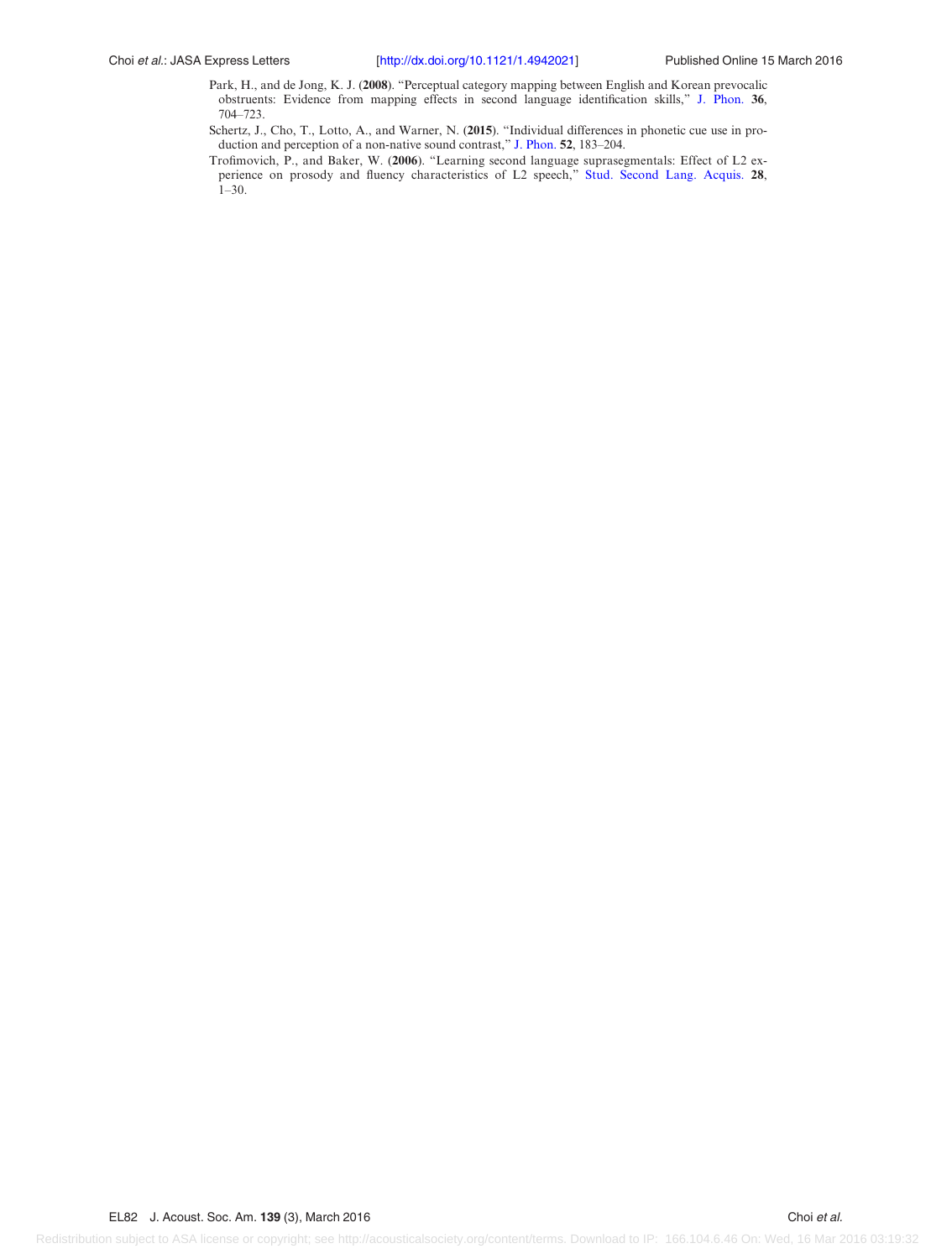Park, H., and de Jong, K. J. (**2008**). "Perceptual category mapping between English and Korean prevocalic obstruents: Evidence from mapping effects in second language identification skills," J. Phon. **36**, 704–723.

Schertz, J., Cho, T., Lotto, A., and Warner, N. (**2015**). "Individual differences in phonetic cue use in production and perception of a non-native sound contrast," J. Phon. **52**, 183–204.

Trofimovich, P., and Baker, W. (**2006**). "Learning second language suprasegmentals: Effect of L2 experience on prosody and fluency characteristics of L2 speech," Stud. Second Lang. Acquis. **28**, 1–30.